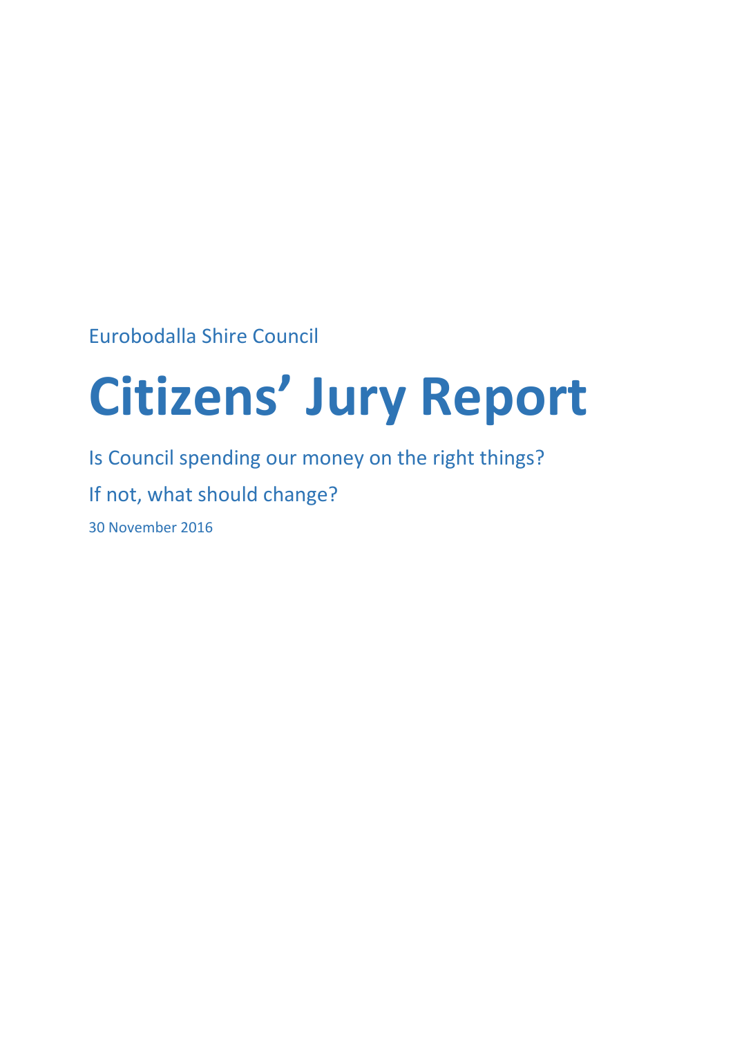Eurobodalla Shire Council

# Citizens' Jury Report

Is Council spending our money on the right things?

If not, what should change?

30 November 2016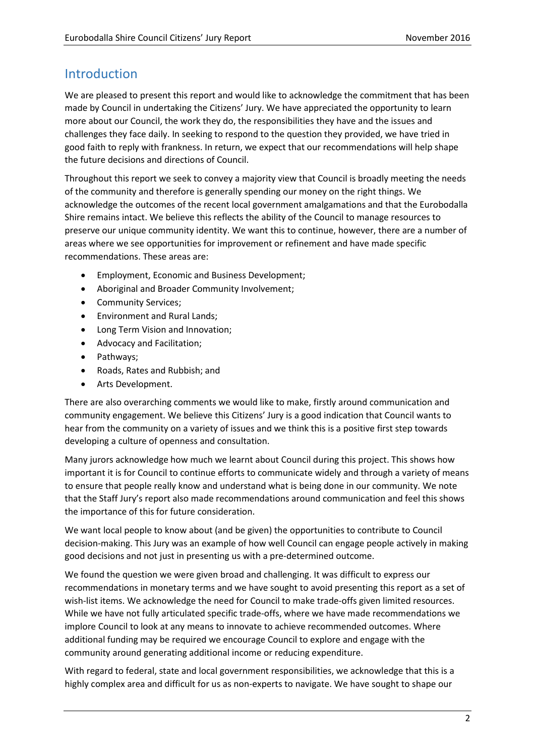## Introduction

We are pleased to present this report and would like to acknowledge the commitment that has been made by Council in undertaking the Citizens' Jury. We have appreciated the opportunity to learn more about our Council, the work they do, the responsibilities they have and the issues and challenges they face daily. In seeking to respond to the question they provided, we have tried in good faith to reply with frankness. In return, we expect that our recommendations will help shape the future decisions and directions of Council.

Throughout this report we seek to convey a majority view that Council is broadly meeting the needs of the community and therefore is generally spending our money on the right things. We acknowledge the outcomes of the recent local government amalgamations and that the Eurobodalla Shire remains intact. We believe this reflects the ability of the Council to manage resources to preserve our unique community identity. We want this to continue, however, there are a number of areas where we see opportunities for improvement or refinement and have made specific recommendations. These areas are:

- Employment, Economic and Business Development;
- Aboriginal and Broader Community Involvement;
- Community Services;
- Environment and Rural Lands;
- Long Term Vision and Innovation;
- Advocacy and Facilitation;
- Pathways;
- Roads, Rates and Rubbish; and
- Arts Development.

There are also overarching comments we would like to make, firstly around communication and community engagement. We believe this Citizens' Jury is a good indication that Council wants to hear from the community on a variety of issues and we think this is a positive first step towards developing a culture of openness and consultation.

Many jurors acknowledge how much we learnt about Council during this project. This shows how important it is for Council to continue efforts to communicate widely and through a variety of means to ensure that people really know and understand what is being done in our community. We note that the Staff Jury's report also made recommendations around communication and feel this shows the importance of this for future consideration.

We want local people to know about (and be given) the opportunities to contribute to Council decision-making. This Jury was an example of how well Council can engage people actively in making good decisions and not just in presenting us with a pre-determined outcome.

We found the question we were given broad and challenging. It was difficult to express our recommendations in monetary terms and we have sought to avoid presenting this report as a set of wish-list items. We acknowledge the need for Council to make trade-offs given limited resources. While we have not fully articulated specific trade-offs, where we have made recommendations we implore Council to look at any means to innovate to achieve recommended outcomes. Where additional funding may be required we encourage Council to explore and engage with the community around generating additional income or reducing expenditure.

With regard to federal, state and local government responsibilities, we acknowledge that this is a highly complex area and difficult for us as non-experts to navigate. We have sought to shape our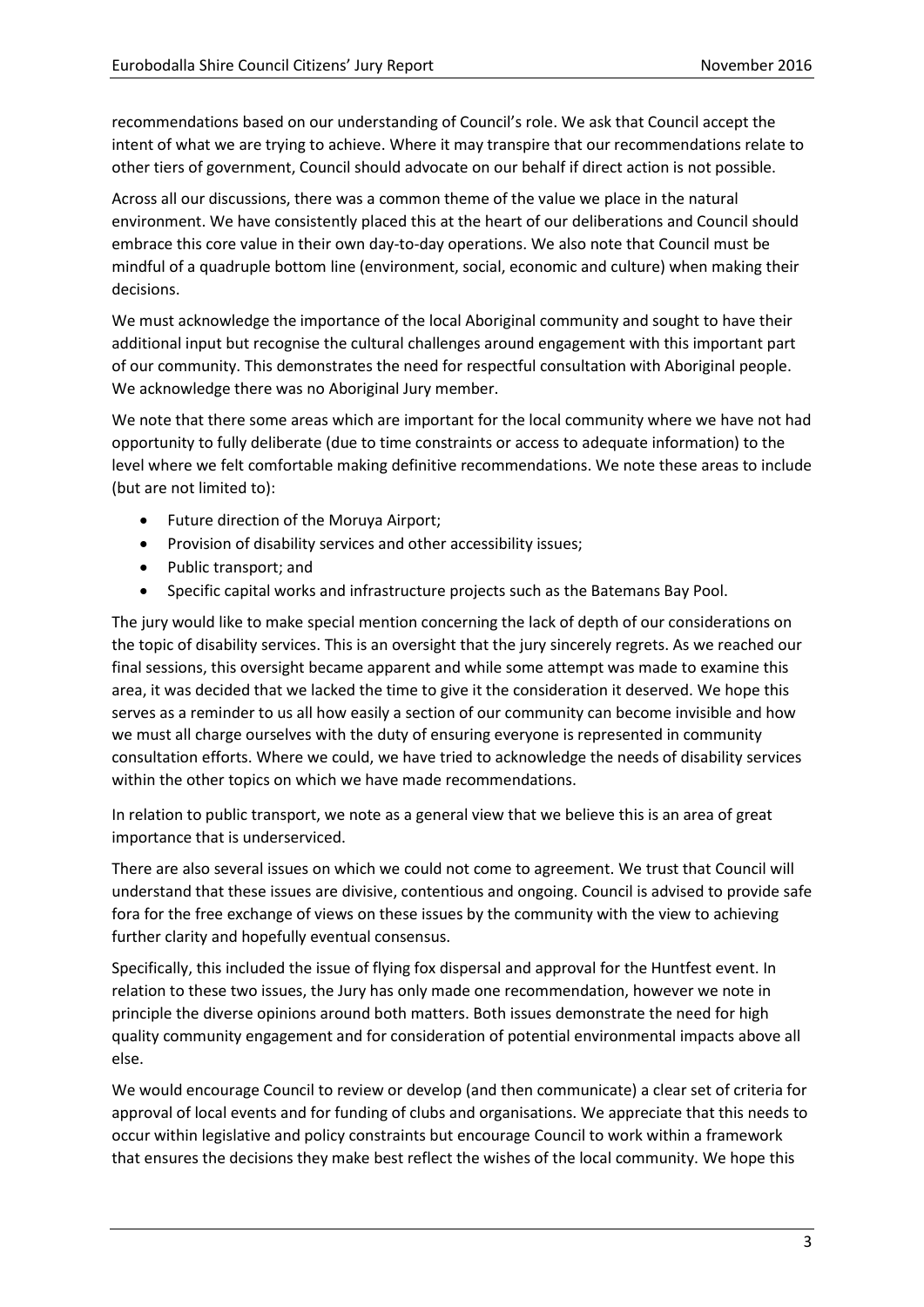recommendations based on our understanding of Council's role. We ask that Council accept the intent of what we are trying to achieve. Where it may transpire that our recommendations relate to other tiers of government, Council should advocate on our behalf if direct action is not possible.

Across all our discussions, there was a common theme of the value we place in the natural environment. We have consistently placed this at the heart of our deliberations and Council should embrace this core value in their own day-to-day operations. We also note that Council must be mindful of a quadruple bottom line (environment, social, economic and culture) when making their decisions.

We must acknowledge the importance of the local Aboriginal community and sought to have their additional input but recognise the cultural challenges around engagement with this important part of our community. This demonstrates the need for respectful consultation with Aboriginal people. We acknowledge there was no Aboriginal Jury member.

We note that there some areas which are important for the local community where we have not had opportunity to fully deliberate (due to time constraints or access to adequate information) to the level where we felt comfortable making definitive recommendations. We note these areas to include (but are not limited to):

- Future direction of the Moruya Airport;
- Provision of disability services and other accessibility issues;
- Public transport; and
- Specific capital works and infrastructure projects such as the Batemans Bay Pool.

The jury would like to make special mention concerning the lack of depth of our considerations on the topic of disability services. This is an oversight that the jury sincerely regrets. As we reached our final sessions, this oversight became apparent and while some attempt was made to examine this area, it was decided that we lacked the time to give it the consideration it deserved. We hope this serves as a reminder to us all how easily a section of our community can become invisible and how we must all charge ourselves with the duty of ensuring everyone is represented in community consultation efforts. Where we could, we have tried to acknowledge the needs of disability services within the other topics on which we have made recommendations.

In relation to public transport, we note as a general view that we believe this is an area of great importance that is underserviced.

There are also several issues on which we could not come to agreement. We trust that Council will understand that these issues are divisive, contentious and ongoing. Council is advised to provide safe fora for the free exchange of views on these issues by the community with the view to achieving further clarity and hopefully eventual consensus.

Specifically, this included the issue of flying fox dispersal and approval for the Huntfest event. In relation to these two issues, the Jury has only made one recommendation, however we note in principle the diverse opinions around both matters. Both issues demonstrate the need for high quality community engagement and for consideration of potential environmental impacts above all else.

We would encourage Council to review or develop (and then communicate) a clear set of criteria for approval of local events and for funding of clubs and organisations. We appreciate that this needs to occur within legislative and policy constraints but encourage Council to work within a framework that ensures the decisions they make best reflect the wishes of the local community. We hope this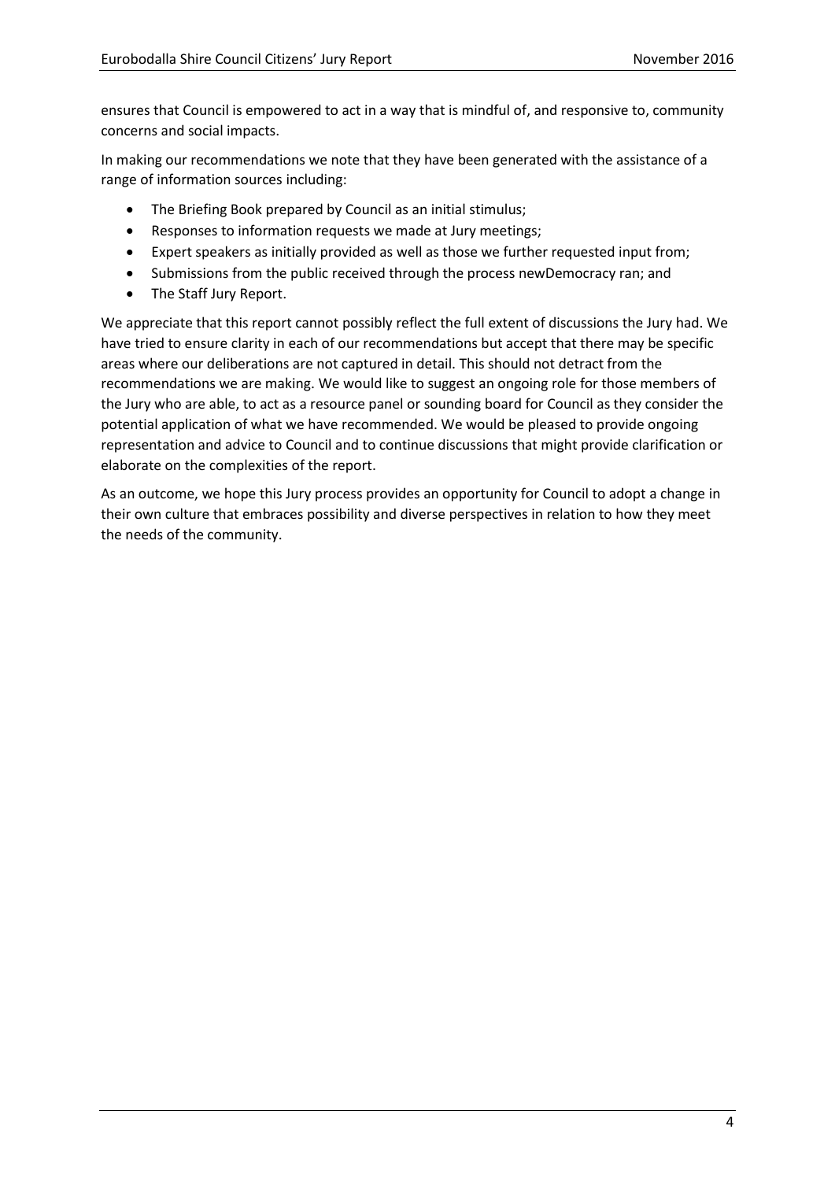ensures that Council is empowered to act in a way that is mindful of, and responsive to, community concerns and social impacts.

In making our recommendations we note that they have been generated with the assistance of a range of information sources including:

- The Briefing Book prepared by Council as an initial stimulus;
- Responses to information requests we made at Jury meetings;
- Expert speakers as initially provided as well as those we further requested input from;
- Submissions from the public received through the process newDemocracy ran; and
- The Staff Jury Report.

We appreciate that this report cannot possibly reflect the full extent of discussions the Jury had. We have tried to ensure clarity in each of our recommendations but accept that there may be specific areas where our deliberations are not captured in detail. This should not detract from the recommendations we are making. We would like to suggest an ongoing role for those members of the Jury who are able, to act as a resource panel or sounding board for Council as they consider the potential application of what we have recommended. We would be pleased to provide ongoing representation and advice to Council and to continue discussions that might provide clarification or elaborate on the complexities of the report.

As an outcome, we hope this Jury process provides an opportunity for Council to adopt a change in their own culture that embraces possibility and diverse perspectives in relation to how they meet the needs of the community.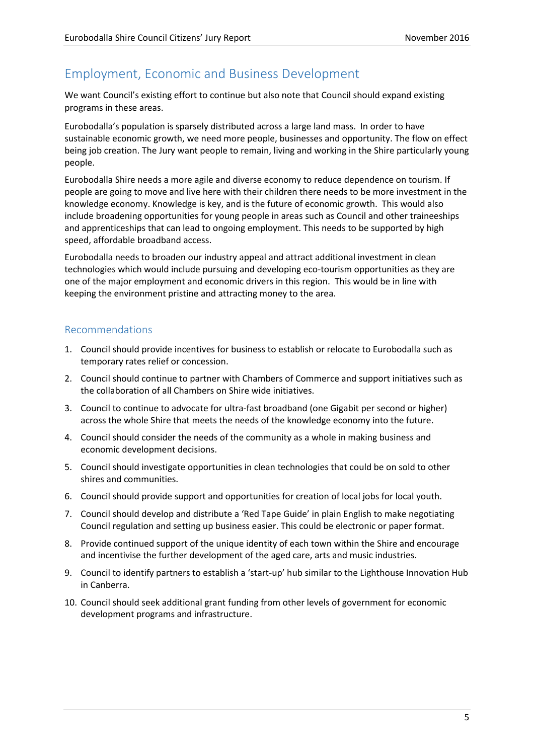## Employment, Economic and Business Development

We want Council's existing effort to continue but also note that Council should expand existing programs in these areas.

Eurobodalla's population is sparsely distributed across a large land mass. In order to have sustainable economic growth, we need more people, businesses and opportunity. The flow on effect being job creation. The Jury want people to remain, living and working in the Shire particularly young people.

Eurobodalla Shire needs a more agile and diverse economy to reduce dependence on tourism. If people are going to move and live here with their children there needs to be more investment in the knowledge economy. Knowledge is key, and is the future of economic growth. This would also include broadening opportunities for young people in areas such as Council and other traineeships and apprenticeships that can lead to ongoing employment. This needs to be supported by high speed, affordable broadband access.

Eurobodalla needs to broaden our industry appeal and attract additional investment in clean technologies which would include pursuing and developing eco-tourism opportunities as they are one of the major employment and economic drivers in this region. This would be in line with keeping the environment pristine and attracting money to the area.

### Recommendations

1. Council should provide incentives for business to establish or relocate to Eurobodalla such as temporary rates relief or concession.
2. Council should continue to partner with Chambers of Commerce and support initiatives such as the collaboration of all Chambers on Shire wide initiatives.
3. Council to continue to advocate for ultra-fast broadband (one Gigabit per second or higher) across the whole Shire that meets the needs of the knowledge economy into the future.
4. Council should consider the needs of the community as a whole in making business and economic development decisions.
5. Council should investigate opportunities in clean technologies that could be on sold to other shires and communities.
6. Council should provide support and opportunities for creation of local jobs for local youth.
7. Council should develop and distribute a 'Red Tape Guide' in plain English to make negotiating Council regulation and setting up business easier. This could be electronic or paper format.
8. Provide continued support of the unique identity of each town within the Shire and encourage and incentivise the further development of the aged care, arts and music industries.
9. Council to identify partners to establish a 'start-up' hub similar to the Lighthouse Innovation Hub in Canberra.
10. Council should seek additional grant funding from other levels of government for economic development programs and infrastructure.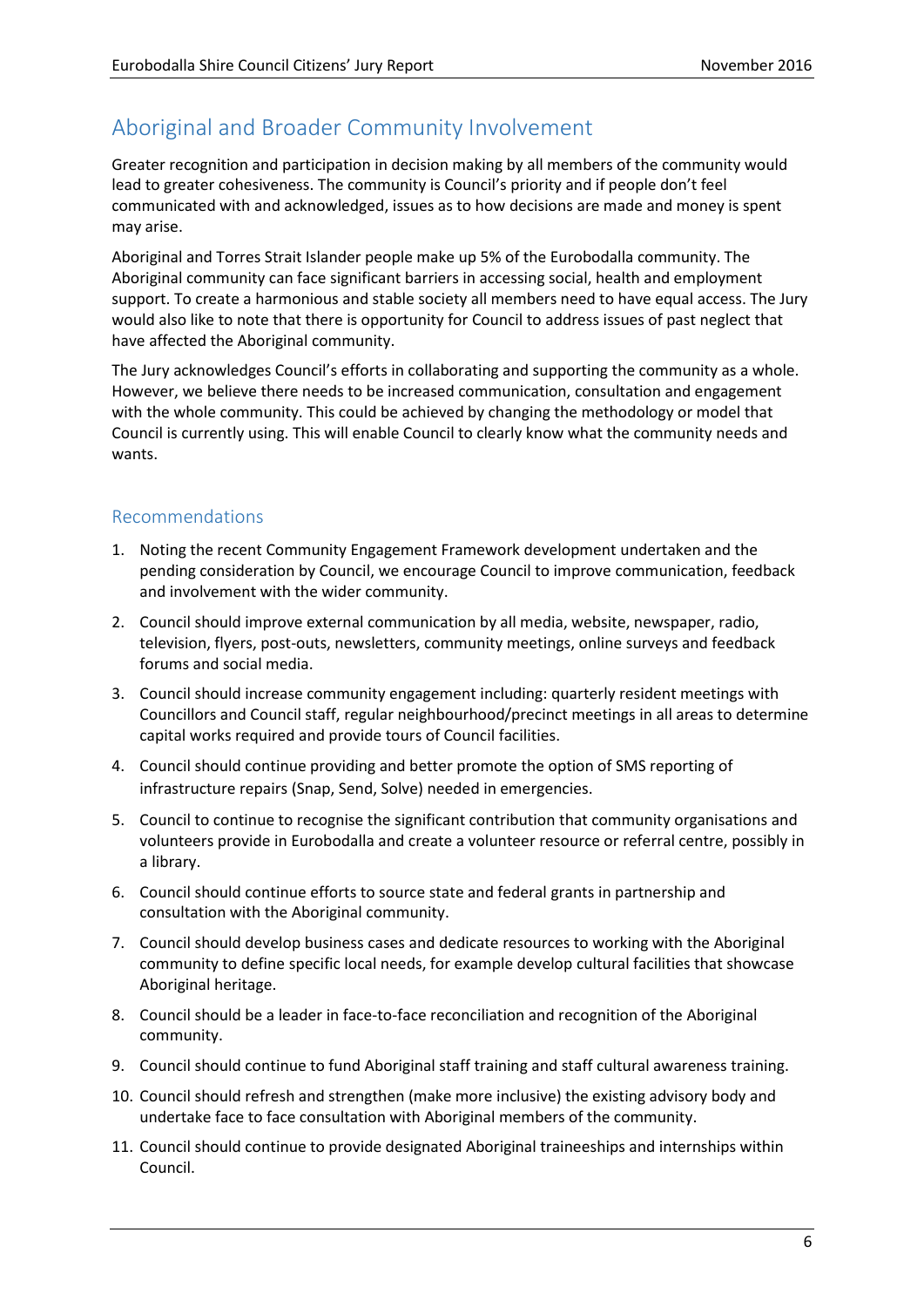## Aboriginal and Broader Community Involvement

Greater recognition and participation in decision making by all members of the community would lead to greater cohesiveness. The community is Council's priority and if people don't feel communicated with and acknowledged, issues as to how decisions are made and money is spent may arise.

Aboriginal and Torres Strait Islander people make up 5% of the Eurobodalla community. The Aboriginal community can face significant barriers in accessing social, health and employment support. To create a harmonious and stable society all members need to have equal access. The Jury would also like to note that there is opportunity for Council to address issues of past neglect that have affected the Aboriginal community.

The Jury acknowledges Council's efforts in collaborating and supporting the community as a whole. However, we believe there needs to be increased communication, consultation and engagement with the whole community. This could be achieved by changing the methodology or model that Council is currently using. This will enable Council to clearly know what the community needs and wants.

### Recommendations

1. Noting the recent Community Engagement Framework development undertaken and the pending consideration by Council, we encourage Council to improve communication, feedback and involvement with the wider community.
2. Council should improve external communication by all media, website, newspaper, radio, television, flyers, post-outs, newsletters, community meetings, online surveys and feedback forums and social media.
3. Council should increase community engagement including: quarterly resident meetings with Councillors and Council staff, regular neighbourhood/precinct meetings in all areas to determine capital works required and provide tours of Council facilities.
4. Council should continue providing and better promote the option of SMS reporting of infrastructure repairs (Snap, Send, Solve) needed in emergencies.
5. Council to continue to recognise the significant contribution that community organisations and volunteers provide in Eurobodalla and create a volunteer resource or referral centre, possibly in a library.
6. Council should continue efforts to source state and federal grants in partnership and consultation with the Aboriginal community.
7. Council should develop business cases and dedicate resources to working with the Aboriginal community to define specific local needs, for example develop cultural facilities that showcase Aboriginal heritage.
8. Council should be a leader in face-to-face reconciliation and recognition of the Aboriginal community.
9. Council should continue to fund Aboriginal staff training and staff cultural awareness training.
10. Council should refresh and strengthen (make more inclusive) the existing advisory body and undertake face to face consultation with Aboriginal members of the community.
11. Council should continue to provide designated Aboriginal traineeships and internships within Council.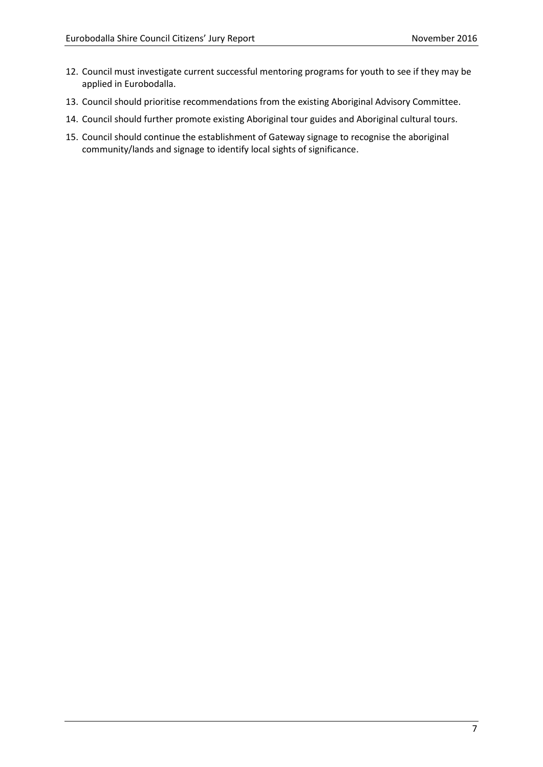12. Council must investigate current successful mentoring programs for youth to see if they may be applied in Eurobodalla.
13. Council should prioritise recommendations from the existing Aboriginal Advisory Committee.
14. Council should further promote existing Aboriginal tour guides and Aboriginal cultural tours.
15. Council should continue the establishment of Gateway signage to recognise the aboriginal community/lands and signage to identify local sights of significance.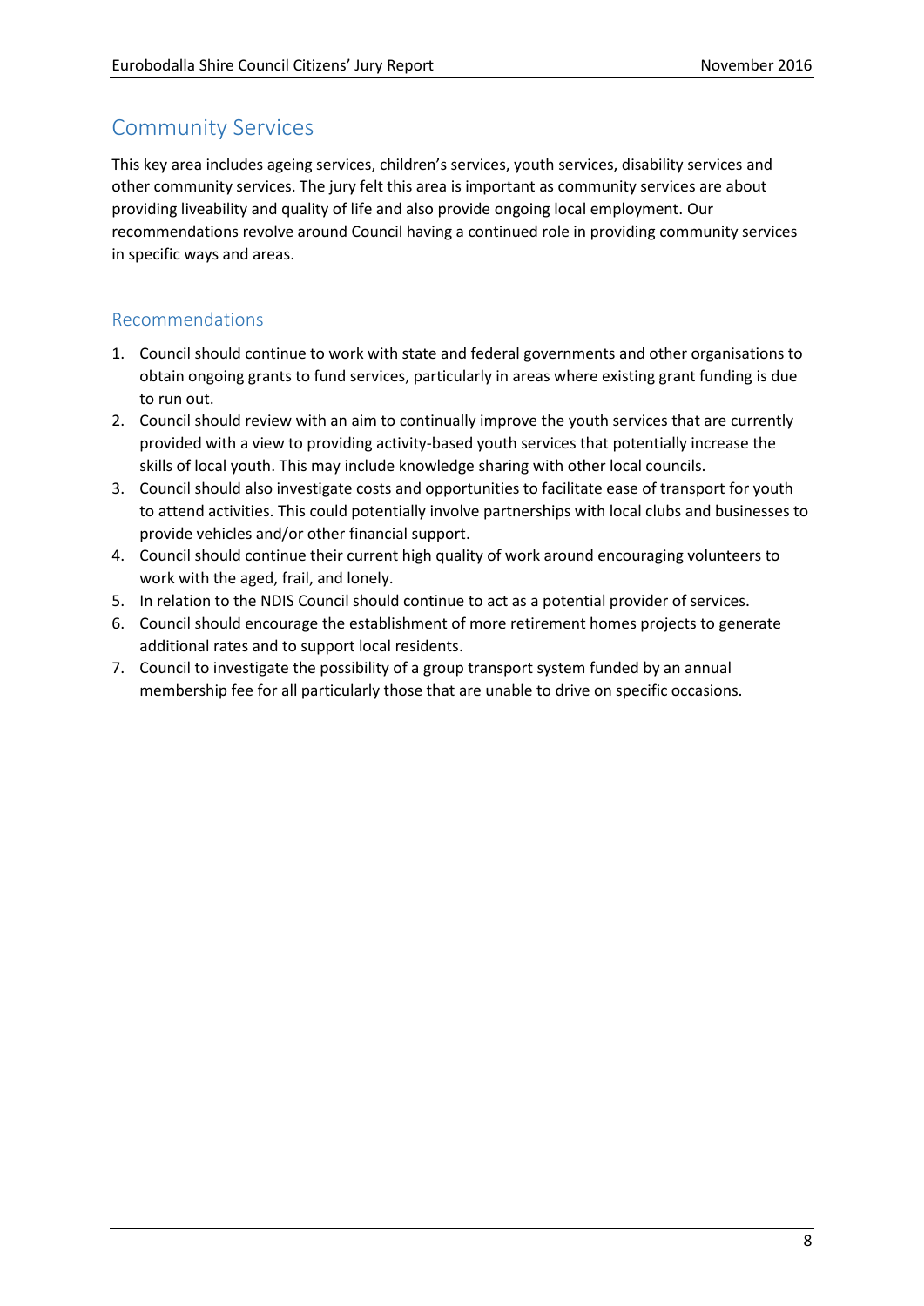## Community Services

This key area includes ageing services, children's services, youth services, disability services and other community services. The jury felt this area is important as community services are about providing liveability and quality of life and also provide ongoing local employment. Our recommendations revolve around Council having a continued role in providing community services in specific ways and areas.

### Recommendations

1. Council should continue to work with state and federal governments and other organisations to obtain ongoing grants to fund services, particularly in areas where existing grant funding is due to run out.
2. Council should review with an aim to continually improve the youth services that are currently provided with a view to providing activity-based youth services that potentially increase the skills of local youth. This may include knowledge sharing with other local councils.
3. Council should also investigate costs and opportunities to facilitate ease of transport for youth to attend activities. This could potentially involve partnerships with local clubs and businesses to provide vehicles and/or other financial support.
4. Council should continue their current high quality of work around encouraging volunteers to work with the aged, frail, and lonely.
5. In relation to the NDIS Council should continue to act as a potential provider of services.
6. Council should encourage the establishment of more retirement homes projects to generate additional rates and to support local residents.
7. Council to investigate the possibility of a group transport system funded by an annual membership fee for all particularly those that are unable to drive on specific occasions.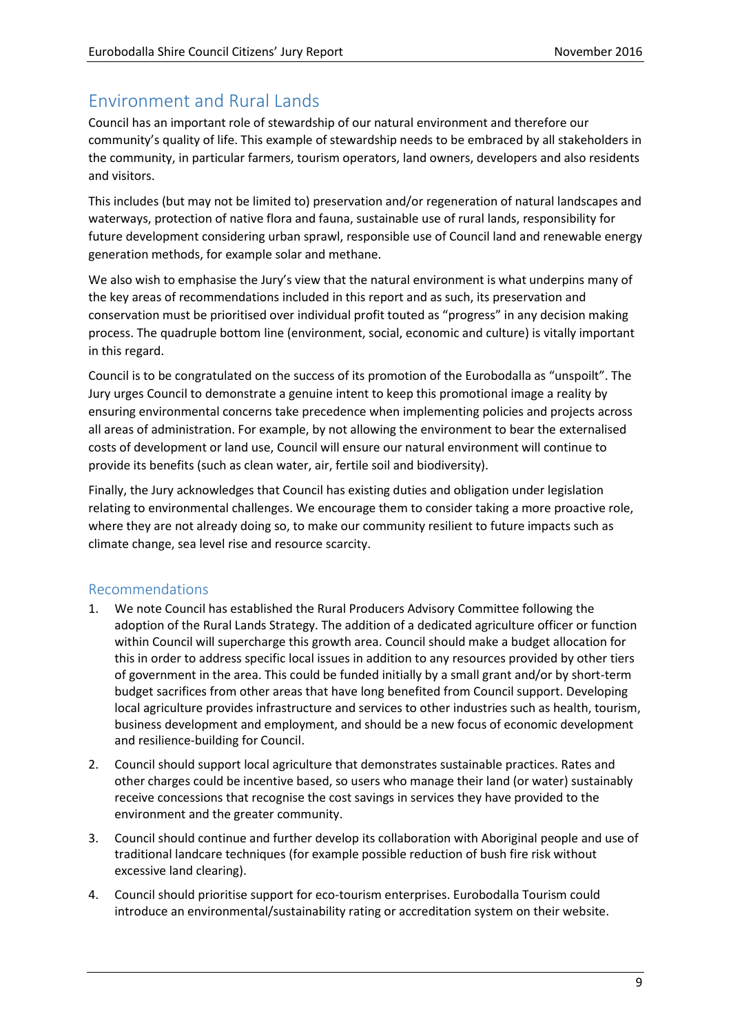## Environment and Rural Lands

Council has an important role of stewardship of our natural environment and therefore our community's quality of life. This example of stewardship needs to be embraced by all stakeholders in the community, in particular farmers, tourism operators, land owners, developers and also residents and visitors.

This includes (but may not be limited to) preservation and/or regeneration of natural landscapes and waterways, protection of native flora and fauna, sustainable use of rural lands, responsibility for future development considering urban sprawl, responsible use of Council land and renewable energy generation methods, for example solar and methane.

We also wish to emphasise the Jury's view that the natural environment is what underpins many of the key areas of recommendations included in this report and as such, its preservation and conservation must be prioritised over individual profit touted as "progress" in any decision making process. The quadruple bottom line (environment, social, economic and culture) is vitally important in this regard.

Council is to be congratulated on the success of its promotion of the Eurobodalla as "unspoilt". The Jury urges Council to demonstrate a genuine intent to keep this promotional image a reality by ensuring environmental concerns take precedence when implementing policies and projects across all areas of administration. For example, by not allowing the environment to bear the externalised costs of development or land use, Council will ensure our natural environment will continue to provide its benefits (such as clean water, air, fertile soil and biodiversity).

Finally, the Jury acknowledges that Council has existing duties and obligation under legislation relating to environmental challenges. We encourage them to consider taking a more proactive role, where they are not already doing so, to make our community resilient to future impacts such as climate change, sea level rise and resource scarcity.

### Recommendations

1. We note Council has established the Rural Producers Advisory Committee following the adoption of the Rural Lands Strategy. The addition of a dedicated agriculture officer or function within Council will supercharge this growth area. Council should make a budget allocation for this in order to address specific local issues in addition to any resources provided by other tiers of government in the area. This could be funded initially by a small grant and/or by short-term budget sacrifices from other areas that have long benefited from Council support. Developing local agriculture provides infrastructure and services to other industries such as health, tourism, business development and employment, and should be a new focus of economic development and resilience-building for Council.
2. Council should support local agriculture that demonstrates sustainable practices. Rates and other charges could be incentive based, so users who manage their land (or water) sustainably receive concessions that recognise the cost savings in services they have provided to the environment and the greater community.
3. Council should continue and further develop its collaboration with Aboriginal people and use of traditional landcare techniques (for example possible reduction of bush fire risk without excessive land clearing).
4. Council should prioritise support for eco-tourism enterprises. Eurobodalla Tourism could introduce an environmental/sustainability rating or accreditation system on their website.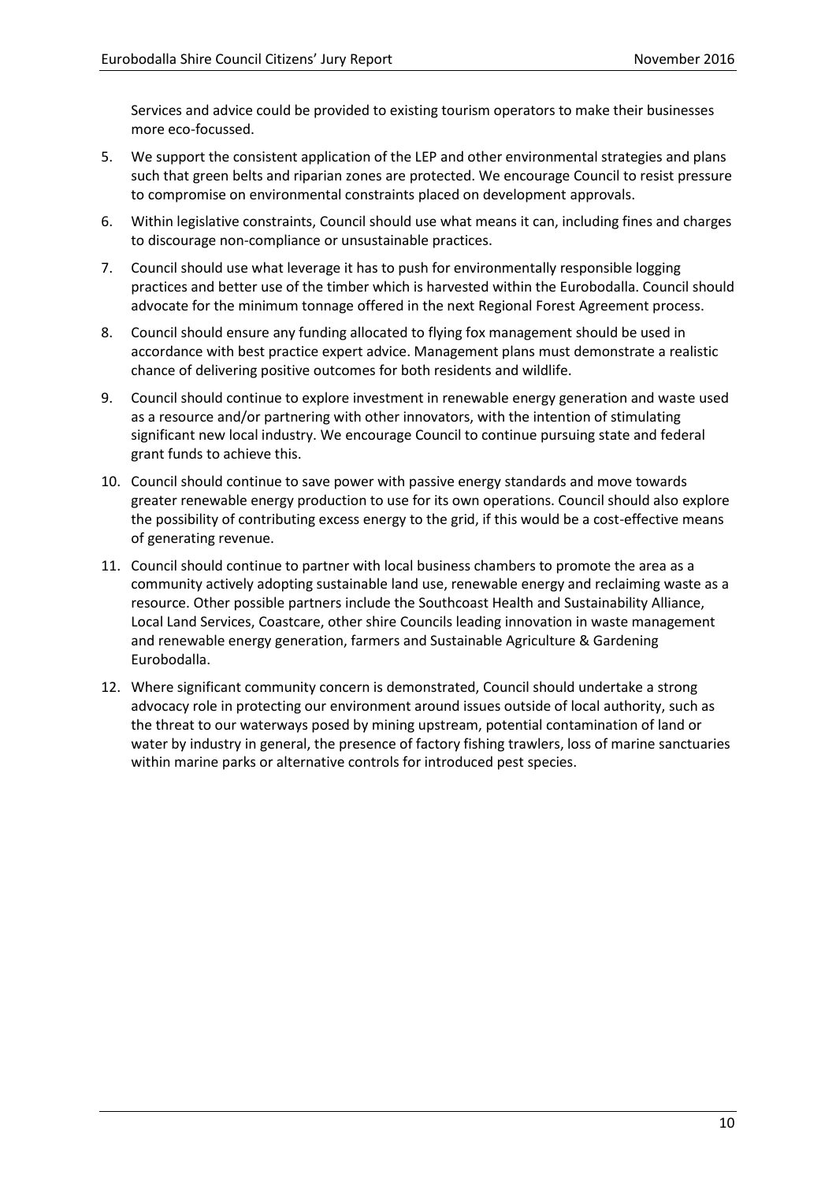Services and advice could be provided to existing tourism operators to make their businesses more eco-focussed.

5. We support the consistent application of the LEP and other environmental strategies and plans such that green belts and riparian zones are protected. We encourage Council to resist pressure to compromise on environmental constraints placed on development approvals.
6. Within legislative constraints, Council should use what means it can, including fines and charges to discourage non-compliance or unsustainable practices.
7. Council should use what leverage it has to push for environmentally responsible logging practices and better use of the timber which is harvested within the Eurobodalla. Council should advocate for the minimum tonnage offered in the next Regional Forest Agreement process.
8. Council should ensure any funding allocated to flying fox management should be used in accordance with best practice expert advice. Management plans must demonstrate a realistic chance of delivering positive outcomes for both residents and wildlife.
9. Council should continue to explore investment in renewable energy generation and waste used as a resource and/or partnering with other innovators, with the intention of stimulating significant new local industry. We encourage Council to continue pursuing state and federal grant funds to achieve this.
10. Council should continue to save power with passive energy standards and move towards greater renewable energy production to use for its own operations. Council should also explore the possibility of contributing excess energy to the grid, if this would be a cost-effective means of generating revenue.
11. Council should continue to partner with local business chambers to promote the area as a community actively adopting sustainable land use, renewable energy and reclaiming waste as a resource. Other possible partners include the Southcoast Health and Sustainability Alliance, Local Land Services, Coastcare, other shire Councils leading innovation in waste management and renewable energy generation, farmers and Sustainable Agriculture & Gardening Eurobodalla.
12. Where significant community concern is demonstrated, Council should undertake a strong advocacy role in protecting our environment around issues outside of local authority, such as the threat to our waterways posed by mining upstream, potential contamination of land or water by industry in general, the presence of factory fishing trawlers, loss of marine sanctuaries within marine parks or alternative controls for introduced pest species.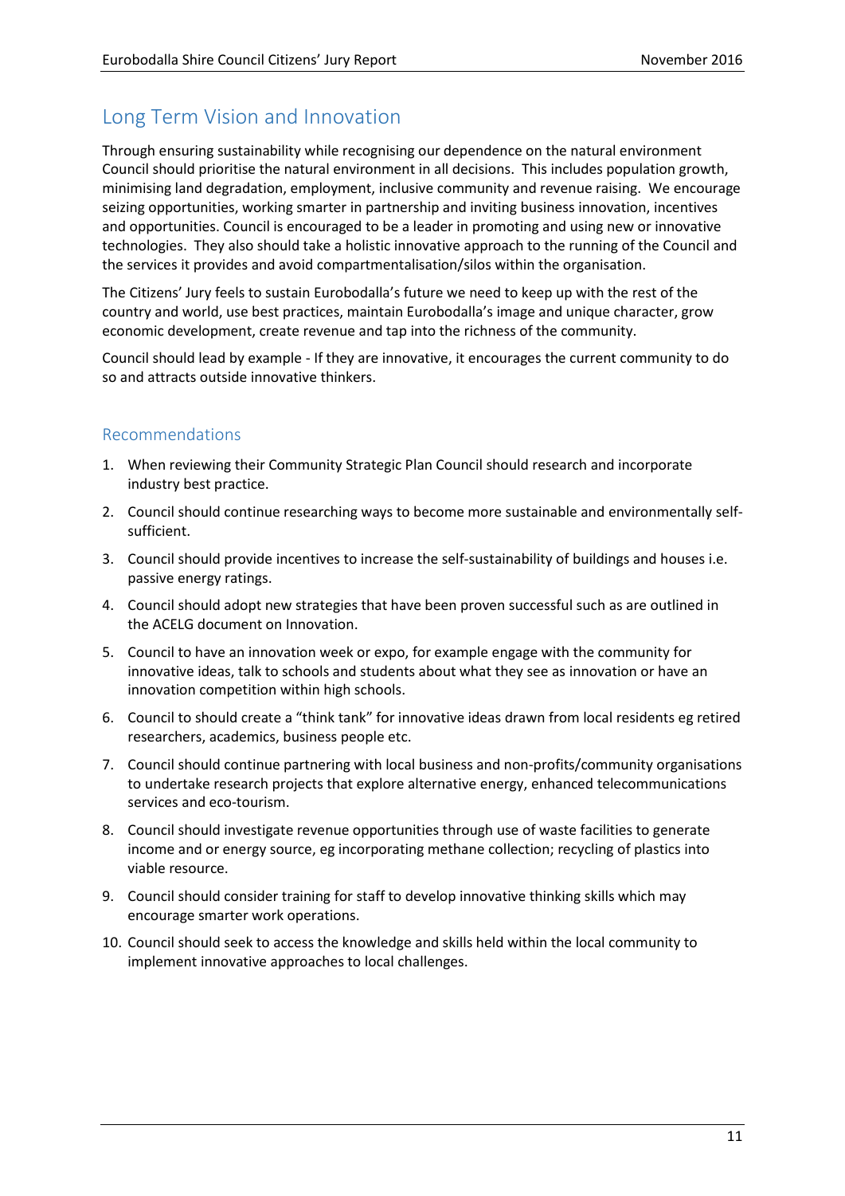## Long Term Vision and Innovation

Through ensuring sustainability while recognising our dependence on the natural environment Council should prioritise the natural environment in all decisions. This includes population growth, minimising land degradation, employment, inclusive community and revenue raising. We encourage seizing opportunities, working smarter in partnership and inviting business innovation, incentives and opportunities. Council is encouraged to be a leader in promoting and using new or innovative technologies. They also should take a holistic innovative approach to the running of the Council and the services it provides and avoid compartmentalisation/silos within the organisation.

The Citizens' Jury feels to sustain Eurobodalla's future we need to keep up with the rest of the country and world, use best practices, maintain Eurobodalla's image and unique character, grow economic development, create revenue and tap into the richness of the community.

Council should lead by example - If they are innovative, it encourages the current community to do so and attracts outside innovative thinkers.

### Recommendations

1. When reviewing their Community Strategic Plan Council should research and incorporate industry best practice.
2. Council should continue researching ways to become more sustainable and environmentally self-sufficient.
3. Council should provide incentives to increase the self-sustainability of buildings and houses i.e. passive energy ratings.
4. Council should adopt new strategies that have been proven successful such as are outlined in the ACELG document on Innovation.
5. Council to have an innovation week or expo, for example engage with the community for innovative ideas, talk to schools and students about what they see as innovation or have an innovation competition within high schools.
6. Council to should create a "think tank" for innovative ideas drawn from local residents eg retired researchers, academics, business people etc.
7. Council should continue partnering with local business and non-profits/community organisations to undertake research projects that explore alternative energy, enhanced telecommunications services and eco-tourism.
8. Council should investigate revenue opportunities through use of waste facilities to generate income and or energy source, eg incorporating methane collection; recycling of plastics into viable resource.
9. Council should consider training for staff to develop innovative thinking skills which may encourage smarter work operations.
10. Council should seek to access the knowledge and skills held within the local community to implement innovative approaches to local challenges.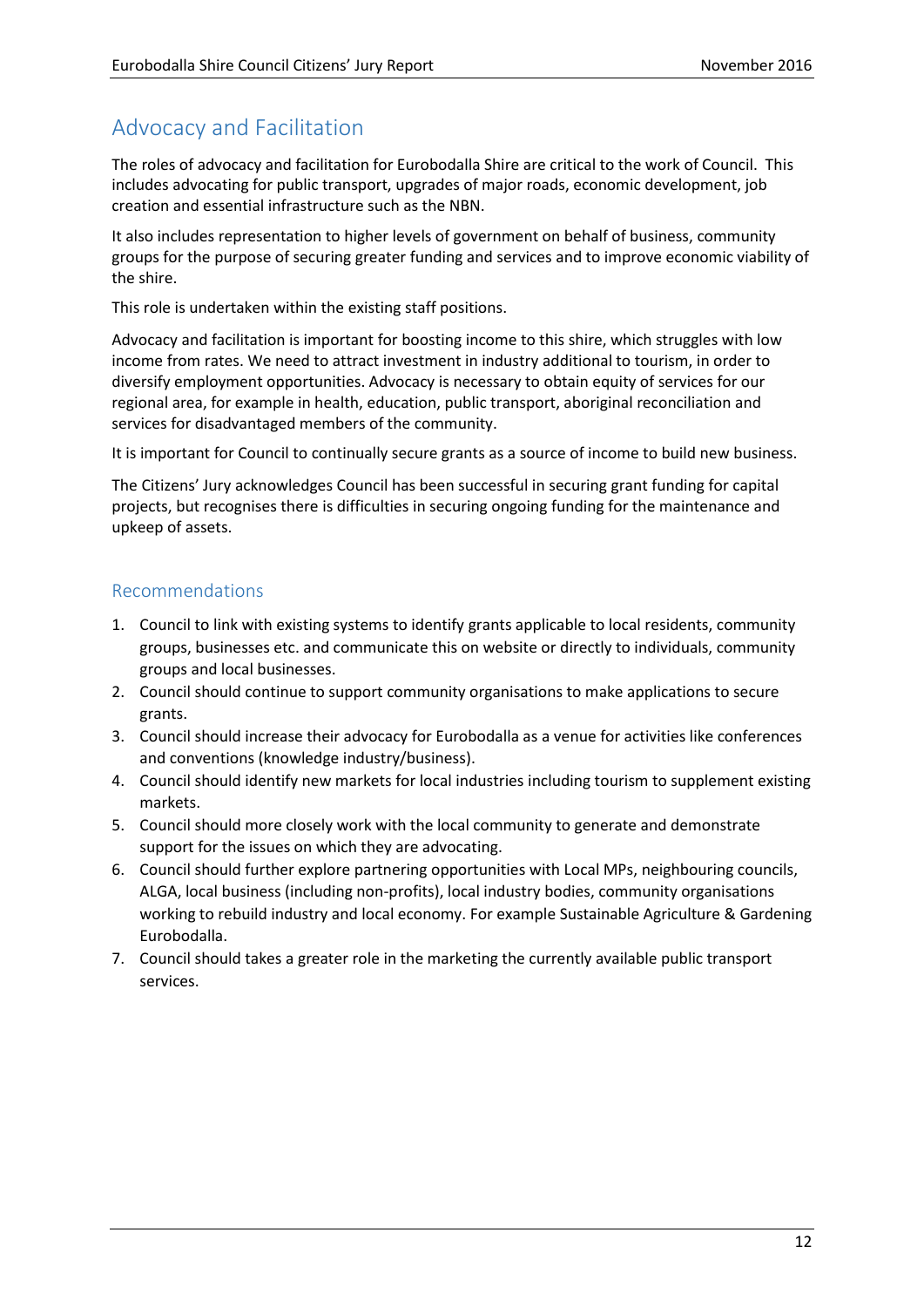## Advocacy and Facilitation

The roles of advocacy and facilitation for Eurobodalla Shire are critical to the work of Council. This includes advocating for public transport, upgrades of major roads, economic development, job creation and essential infrastructure such as the NBN.

It also includes representation to higher levels of government on behalf of business, community groups for the purpose of securing greater funding and services and to improve economic viability of the shire.

This role is undertaken within the existing staff positions.

Advocacy and facilitation is important for boosting income to this shire, which struggles with low income from rates. We need to attract investment in industry additional to tourism, in order to diversify employment opportunities. Advocacy is necessary to obtain equity of services for our regional area, for example in health, education, public transport, aboriginal reconciliation and services for disadvantaged members of the community.

It is important for Council to continually secure grants as a source of income to build new business.

The Citizens' Jury acknowledges Council has been successful in securing grant funding for capital projects, but recognises there is difficulties in securing ongoing funding for the maintenance and upkeep of assets.

### Recommendations

1. Council to link with existing systems to identify grants applicable to local residents, community groups, businesses etc. and communicate this on website or directly to individuals, community groups and local businesses.
2. Council should continue to support community organisations to make applications to secure grants.
3. Council should increase their advocacy for Eurobodalla as a venue for activities like conferences and conventions (knowledge industry/business).
4. Council should identify new markets for local industries including tourism to supplement existing markets.
5. Council should more closely work with the local community to generate and demonstrate support for the issues on which they are advocating.
6. Council should further explore partnering opportunities with Local MPs, neighbouring councils, ALGA, local business (including non-profits), local industry bodies, community organisations working to rebuild industry and local economy. For example Sustainable Agriculture & Gardening Eurobodalla.
7. Council should takes a greater role in the marketing the currently available public transport services.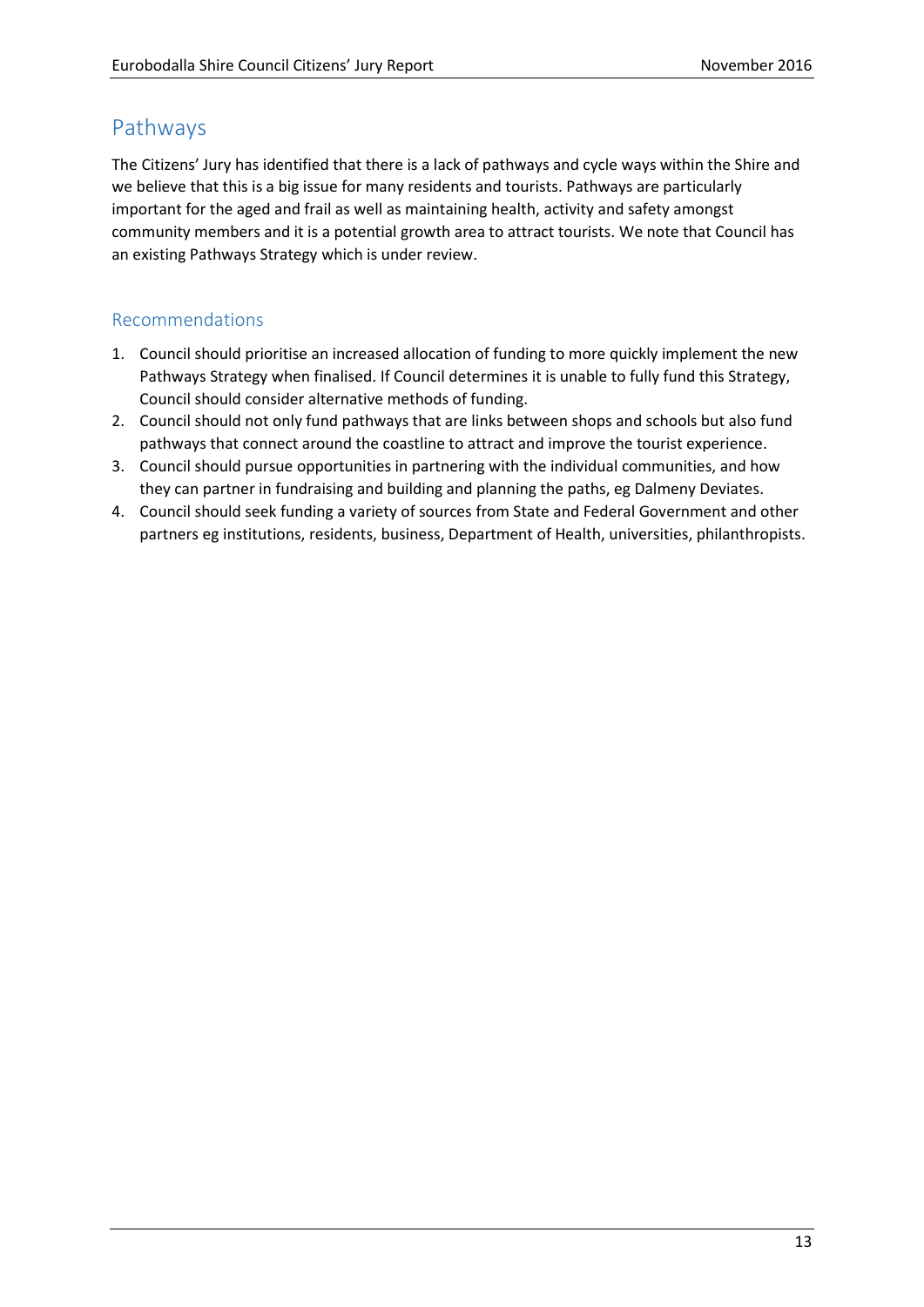## Pathways

The Citizens' Jury has identified that there is a lack of pathways and cycle ways within the Shire and we believe that this is a big issue for many residents and tourists. Pathways are particularly important for the aged and frail as well as maintaining health, activity and safety amongst community members and it is a potential growth area to attract tourists. We note that Council has an existing Pathways Strategy which is under review.

### Recommendations

1. Council should prioritise an increased allocation of funding to more quickly implement the new Pathways Strategy when finalised. If Council determines it is unable to fully fund this Strategy, Council should consider alternative methods of funding.
2. Council should not only fund pathways that are links between shops and schools but also fund pathways that connect around the coastline to attract and improve the tourist experience.
3. Council should pursue opportunities in partnering with the individual communities, and how they can partner in fundraising and building and planning the paths, eg Dalmeny Deviates.
4. Council should seek funding a variety of sources from State and Federal Government and other partners eg institutions, residents, business, Department of Health, universities, philanthropists.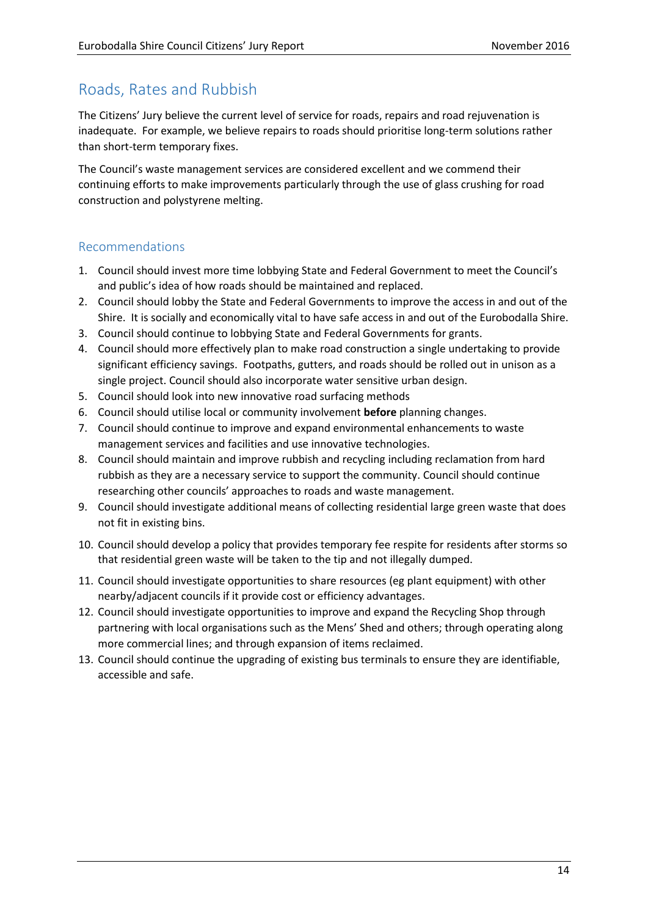## Roads, Rates and Rubbish

The Citizens' Jury believe the current level of service for roads, repairs and road rejuvenation is inadequate. For example, we believe repairs to roads should prioritise long-term solutions rather than short-term temporary fixes.

The Council's waste management services are considered excellent and we commend their continuing efforts to make improvements particularly through the use of glass crushing for road construction and polystyrene melting.

### Recommendations

1. Council should invest more time lobbying State and Federal Government to meet the Council's and public's idea of how roads should be maintained and replaced.
2. Council should lobby the State and Federal Governments to improve the access in and out of the Shire. It is socially and economically vital to have safe access in and out of the Eurobodalla Shire.
3. Council should continue to lobbying State and Federal Governments for grants.
4. Council should more effectively plan to make road construction a single undertaking to provide significant efficiency savings. Footpaths, gutters, and roads should be rolled out in unison as a single project. Council should also incorporate water sensitive urban design.
5. Council should look into new innovative road surfacing methods
6. Council should utilise local or community involvement **before** planning changes.
7. Council should continue to improve and expand environmental enhancements to waste management services and facilities and use innovative technologies.
8. Council should maintain and improve rubbish and recycling including reclamation from hard rubbish as they are a necessary service to support the community. Council should continue researching other councils' approaches to roads and waste management.
9. Council should investigate additional means of collecting residential large green waste that does not fit in existing bins.
10. Council should develop a policy that provides temporary fee respite for residents after storms so that residential green waste will be taken to the tip and not illegally dumped.
11. Council should investigate opportunities to share resources (eg plant equipment) with other nearby/adjacent councils if it provide cost or efficiency advantages.
12. Council should investigate opportunities to improve and expand the Recycling Shop through partnering with local organisations such as the Mens' Shed and others; through operating along more commercial lines; and through expansion of items reclaimed.
13. Council should continue the upgrading of existing bus terminals to ensure they are identifiable, accessible and safe.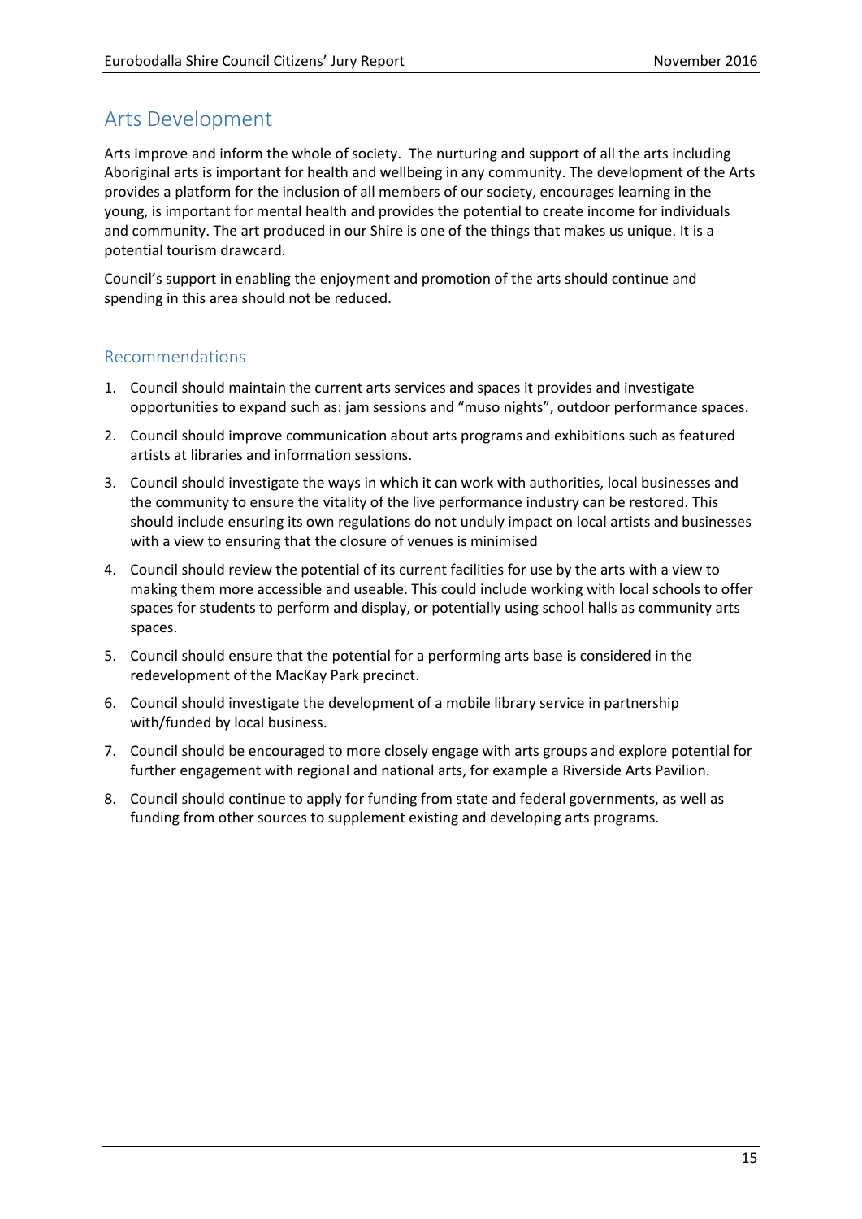## Arts Development

Arts improve and inform the whole of society. The nurturing and support of all the arts including Aboriginal arts is important for health and wellbeing in any community. The development of the Arts provides a platform for the inclusion of all members of our society, encourages learning in the young, is important for mental health and provides the potential to create income for individuals and community. The art produced in our Shire is one of the things that makes us unique. It is a potential tourism drawcard.

Council's support in enabling the enjoyment and promotion of the arts should continue and spending in this area should not be reduced.

### Recommendations

1. Council should maintain the current arts services and spaces it provides and investigate opportunities to expand such as: jam sessions and "muso nights", outdoor performance spaces.
2. Council should improve communication about arts programs and exhibitions such as featured artists at libraries and information sessions.
3. Council should investigate the ways in which it can work with authorities, local businesses and the community to ensure the vitality of the live performance industry can be restored. This should include ensuring its own regulations do not unduly impact on local artists and businesses with a view to ensuring that the closure of venues is minimised
4. Council should review the potential of its current facilities for use by the arts with a view to making them more accessible and useable. This could include working with local schools to offer spaces for students to perform and display, or potentially using school halls as community arts spaces.
5. Council should ensure that the potential for a performing arts base is considered in the redevelopment of the MacKay Park precinct.
6. Council should investigate the development of a mobile library service in partnership with/funded by local business.
7. Council should be encouraged to more closely engage with arts groups and explore potential for further engagement with regional and national arts, for example a Riverside Arts Pavilion.
8. Council should continue to apply for funding from state and federal governments, as well as funding from other sources to supplement existing and developing arts programs.